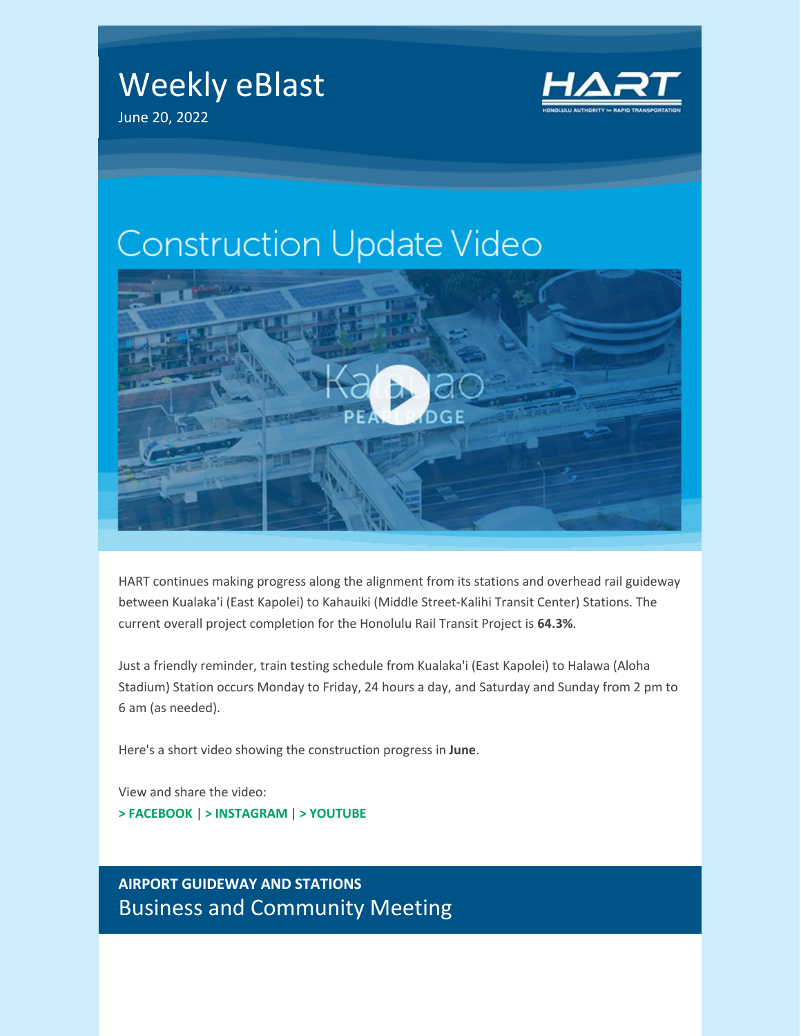# Weekly eBlast

June 20, 2022

## Construction Update Video

HART continues making progress along the alignment from its stations and overhead rail guideway between Kualaka'i (East Kapolei) to Kahauiki (Middle Street-Kalihi Transit Center) Stations. The current overall project completion for the Honolulu Rail Transit Project is **64.3%**.

Just a friendly reminder, train testing schedule from Kualaka'i (East Kapolei) to Halawa (Aloha Stadium) Station occurs Monday to Friday, 24 hours a day, and Saturday and Sunday from 2 pm to 6 am (as needed).

Here's a short video showing the construction progress in **June**.

View and share the video:
**> FACEBOOK** | **> INSTAGRAM** | **> YOUTUBE**

**AIRPORT GUIDEWAY AND STATIONS**

## Business and Community Meeting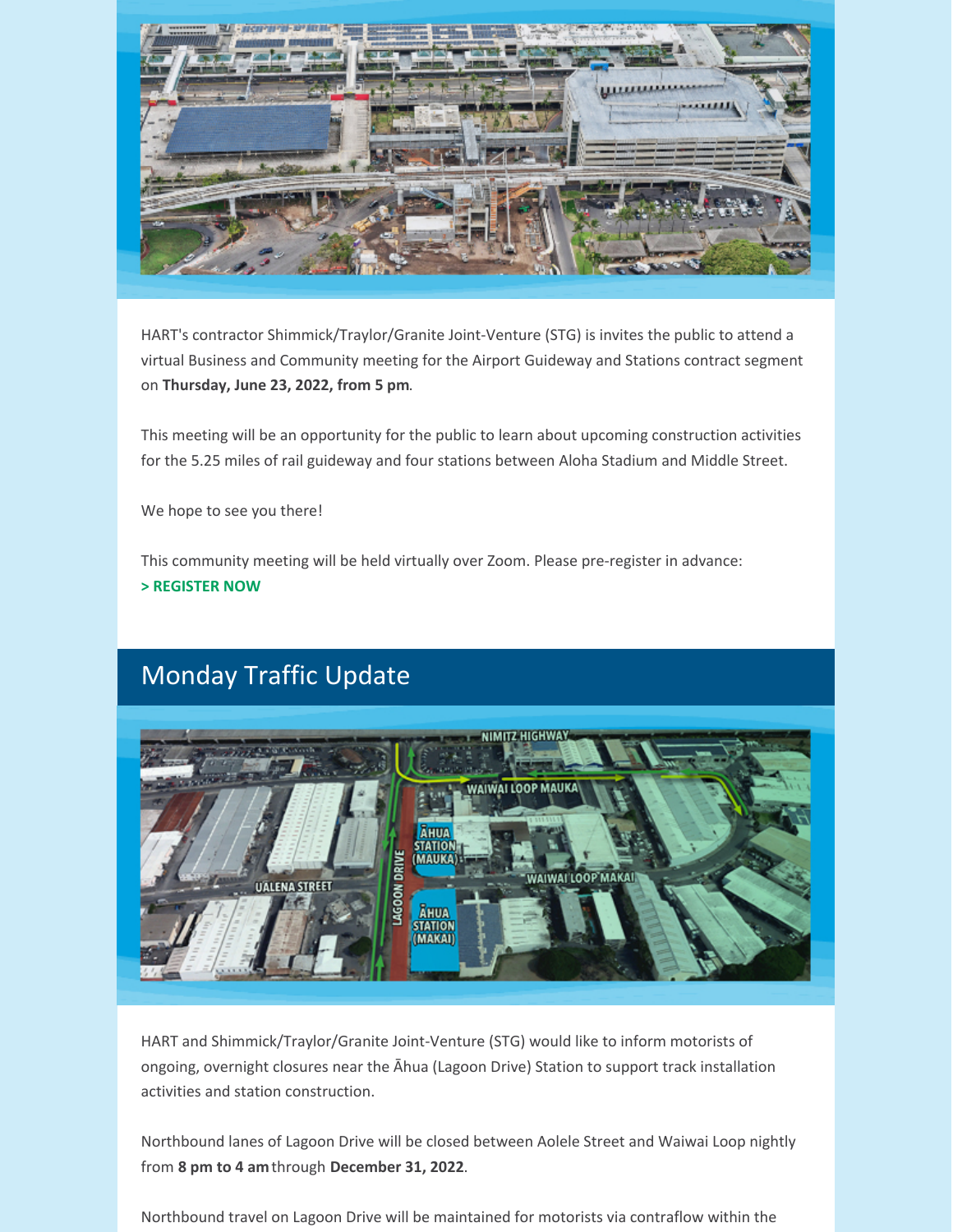HART's contractor Shimmick/Traylor/Granite Joint-Venture (STG) is invites the public to attend a virtual Business and Community meeting for the Airport Guideway and Stations contract segment on **Thursday, June 23, 2022, from 5 pm**.

This meeting will be an opportunity for the public to learn about upcoming construction activities for the 5.25 miles of rail guideway and four stations between Aloha Stadium and Middle Street.

We hope to see you there!

This community meeting will be held virtually over Zoom. Please pre-register in advance:
**> REGISTER NOW**

## Monday Traffic Update

HART and Shimmick/Traylor/Granite Joint-Venture (STG) would like to inform motorists of ongoing, overnight closures near the Āhua (Lagoon Drive) Station to support track installation activities and station construction.

Northbound lanes of Lagoon Drive will be closed between Aolele Street and Waiwai Loop nightly from **8 pm to 4 am** through **December 31, 2022**.

Northbound travel on Lagoon Drive will be maintained for motorists via contraflow within the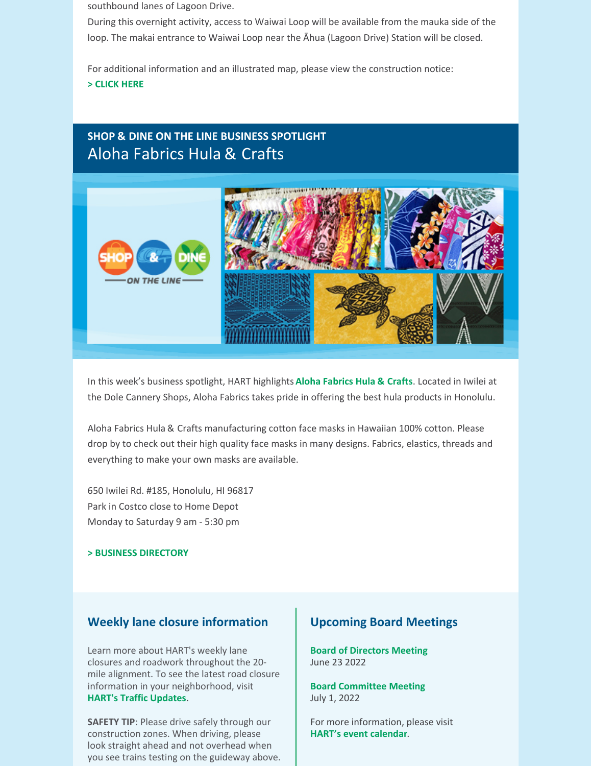southbound lanes of Lagoon Drive.

During this overnight activity, access to Waiwai Loop will be available from the mauka side of the loop. The makai entrance to Waiwai Loop near the Āhua (Lagoon Drive) Station will be closed.

For additional information and an illustrated map, please view the construction notice:

**> CLICK HERE**

## SHOP & DINE ON THE LINE BUSINESS SPOTLIGHT

# Aloha Fabrics Hula & Crafts

In this week's business spotlight, HART highlights **Aloha Fabrics Hula & Crafts**. Located in Iwilei at the Dole Cannery Shops, Aloha Fabrics takes pride in offering the best hula products in Honolulu.

Aloha Fabrics Hula & Crafts manufacturing cotton face masks in Hawaiian 100% cotton. Please drop by to check out their high quality face masks in many designs. Fabrics, elastics, threads and everything to make your own masks are available.

650 Iwilei Rd. #185, Honolulu, HI 96817
Park in Costco close to Home Depot
Monday to Saturday 9 am - 5:30 pm

**> BUSINESS DIRECTORY**

## Weekly lane closure information

Learn more about HART's weekly lane closures and roadwork throughout the 20-mile alignment. To see the latest road closure information in your neighborhood, visit **HART's Traffic Updates**.

**SAFETY TIP**: Please drive safely through our construction zones. When driving, please look straight ahead and not overhead when you see trains testing on the guideway above.

## Upcoming Board Meetings

**Board of Directors Meeting**
June 23 2022

**Board Committee Meeting**
July 1, 2022

For more information, please visit **HART's event calendar**.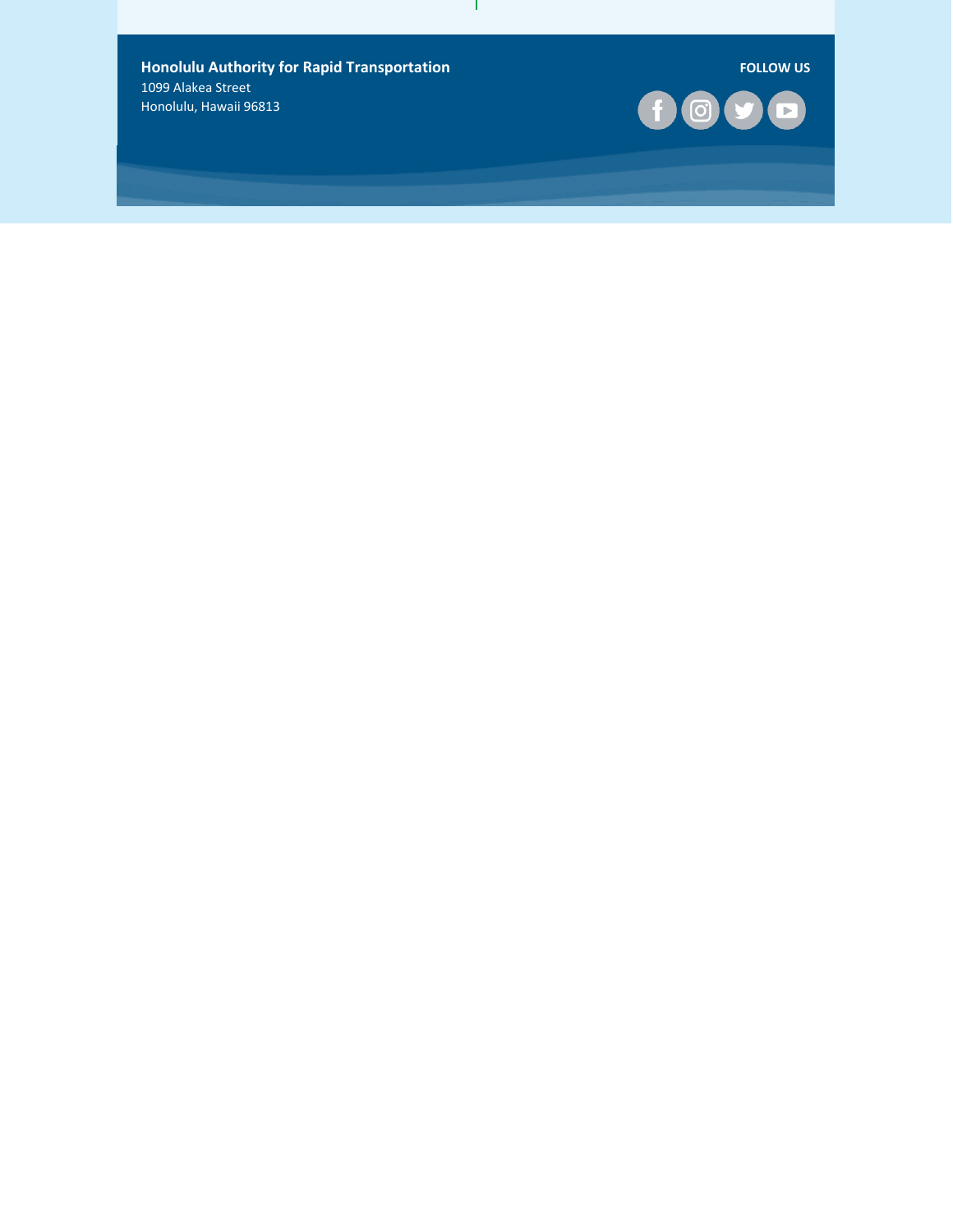**Honolulu Authority for Rapid Transportation**
1099 Alakea Street
Honolulu, Hawaii 96813

**FOLLOW US**